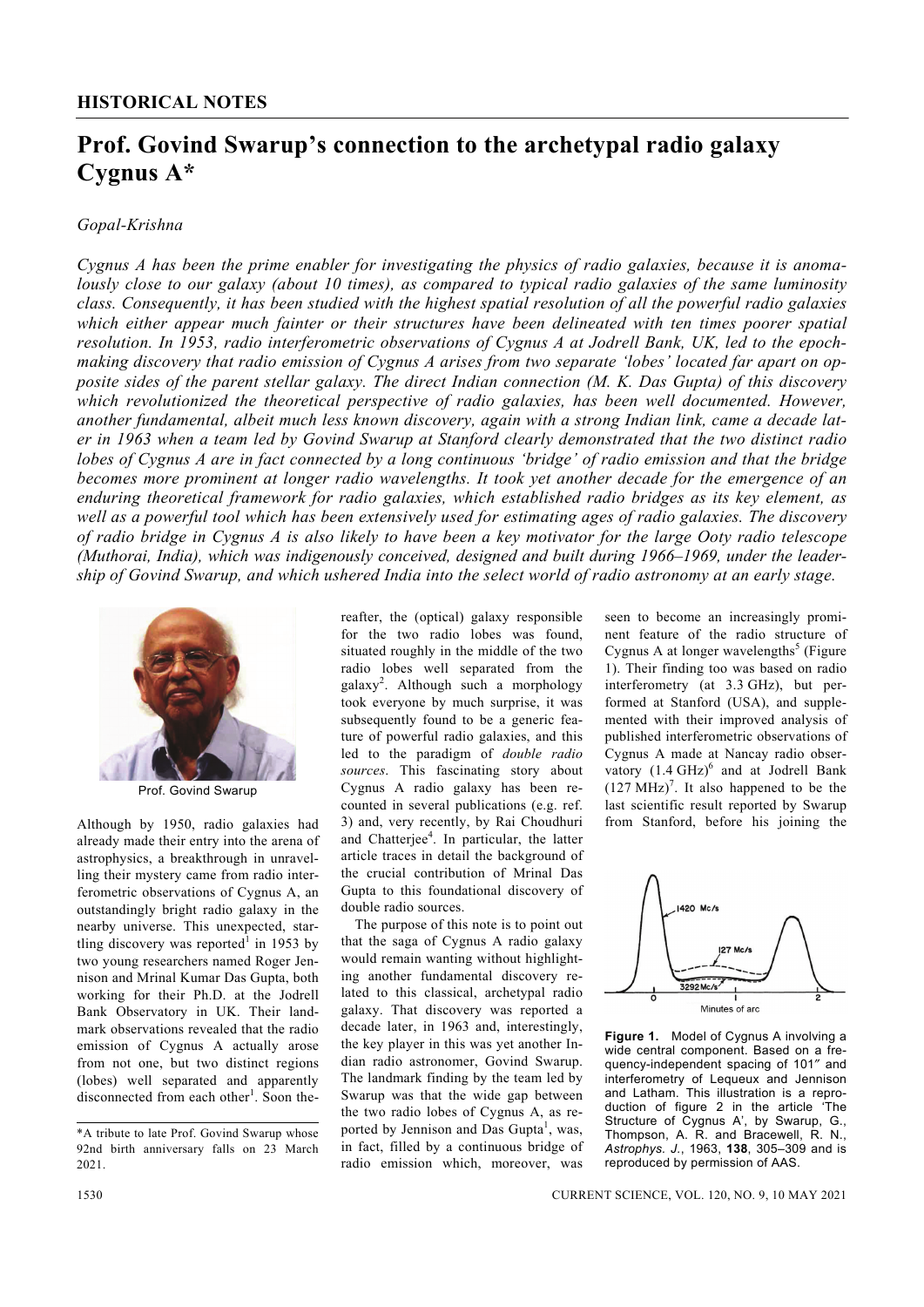## HISTORICAL NOTES

# Prof. Govind Swarup's connection to the archetypal radio galaxy Cygnus A*

*Gopal-Krishna*

*Cygnus A has been the prime enabler for investigating the physics of radio galaxies, because it is anomalously close to our galaxy (about 10 times), as compared to typical radio galaxies of the same luminosity class. Consequently, it has been studied with the highest spatial resolution of all the powerful radio galaxies which either appear much fainter or their structures have been delineated with ten times poorer spatial resolution. In 1953, radio interferometric observations of Cygnus A at Jodrell Bank, UK, led to the epoch-making discovery that radio emission of Cygnus A arises from two separate 'lobes' located far apart on opposite sides of the parent stellar galaxy. The direct Indian connection (M. K. Das Gupta) of this discovery which revolutionized the theoretical perspective of radio galaxies, has been well documented. However, another fundamental, albeit much less known discovery, again with a strong Indian link, came a decade later in 1963 when a team led by Govind Swarup at Stanford clearly demonstrated that the two distinct radio lobes of Cygnus A are in fact connected by a long continuous 'bridge' of radio emission and that the bridge becomes more prominent at longer radio wavelengths. It took yet another decade for the emergence of an enduring theoretical framework for radio galaxies, which established radio bridges as its key element, as well as a powerful tool which has been extensively used for estimating ages of radio galaxies. The discovery of radio bridge in Cygnus A is also likely to have been a key motivator for the large Ooty radio telescope (Muthorai, India), which was indigenously conceived, designed and built during 1966–1969, under the leadership of Govind Swarup, and which ushered India into the select world of radio astronomy at an early stage.*

Prof. Govind Swarup

Although by 1950, radio galaxies had already made their entry into the arena of astrophysics, a breakthrough in unravelling their mystery came from radio interferometric observations of Cygnus A, an outstandingly bright radio galaxy in the nearby universe. This unexpected, startling discovery was reported[1] in 1953 by two young researchers named Roger Jennison and Mrinal Kumar Das Gupta, both working for their Ph.D. at the Jodrell Bank Observatory in UK. Their landmark observations revealed that the radio emission of Cygnus A actually arose from not one, but two distinct regions (lobes) well separated and apparently disconnected from each other[1]. Soon thereafter, the (optical) galaxy responsible for the two radio lobes was found, situated roughly in the middle of the two radio lobes well separated from the galaxy[2]. Although such a morphology took everyone by much surprise, it was subsequently found to be a generic feature of powerful radio galaxies, and this led to the paradigm of *double radio sources*. This fascinating story about Cygnus A radio galaxy has been recounted in several publications (e.g. ref. 3) and, very recently, by Rai Choudhuri and Chatterjee[4]. In particular, the latter article traces in detail the background of the crucial contribution of Mrinal Das Gupta to this foundational discovery of double radio sources.

The purpose of this note is to point out that the saga of Cygnus A radio galaxy would remain wanting without highlighting another fundamental discovery related to this classical, archetypal radio galaxy. That discovery was reported a decade later, in 1963 and, interestingly, the key player in this was yet another Indian radio astronomer, Govind Swarup. The landmark finding by the team led by Swarup was that the wide gap between the two radio lobes of Cygnus A, as reported by Jennison and Das Gupta[1], was, in fact, filled by a continuous bridge of radio emission which, moreover, was seen to become an increasingly prominent feature of the radio structure of Cygnus A at longer wavelengths[5] (Figure 1). Their finding too was based on radio interferometry (at 3.3 GHz), but performed at Stanford (USA), and supplemented with their improved analysis of published interferometric observations of Cygnus A made at Nancay radio observatory (1.4 GHz)[6] and at Jodrell Bank (127 MHz)[7]. It also happened to be the last scientific result reported by Swarup from Stanford, before his joining the

**Figure 1.** Model of Cygnus A involving a wide central component. Based on a frequency-independent spacing of 101″ and interferometry of Lequeux and Jennison and Latham. This illustration is a reproduction of figure 2 in the article 'The Structure of Cygnus A', by Swarup, G., Thompson, A. R. and Bracewell, R. N., *Astrophys. J.*, 1963, **138**, 305–309 and is reproduced by permission of AAS.

*A tribute to late Prof. Govind Swarup whose 92nd birth anniversary falls on 23 March 2021.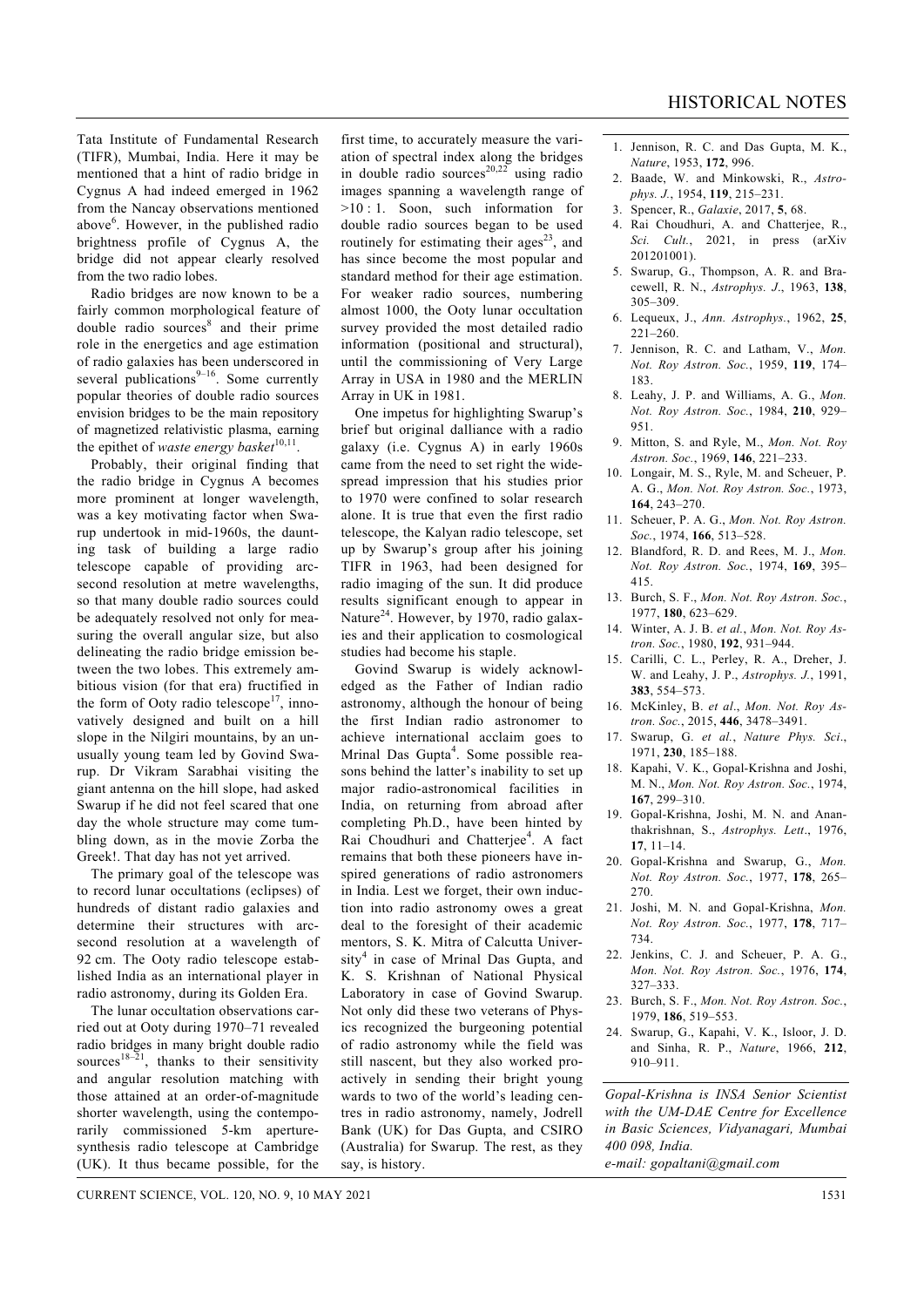Tata Institute of Fundamental Research (TIFR), Mumbai, India. Here it may be mentioned that a hint of radio bridge in Cygnus A had indeed emerged in 1962 from the Nancay observations mentioned above[6]. However, in the published radio brightness profile of Cygnus A, the bridge did not appear clearly resolved from the two radio lobes.

Radio bridges are now known to be a fairly common morphological feature of double radio sources[8] and their prime role in the energetics and age estimation of radio galaxies has been underscored in several publications[9–16]. Some currently popular theories of double radio sources envision bridges to be the main repository of magnetized relativistic plasma, earning the epithet of *waste energy basket*[10,11].

Probably, their original finding that the radio bridge in Cygnus A becomes more prominent at longer wavelength, was a key motivating factor when Swarup undertook in mid-1960s, the daunting task of building a large radio telescope capable of providing arc-second resolution at metre wavelengths, so that many double radio sources could be adequately resolved not only for measuring the overall angular size, but also delineating the radio bridge emission between the two lobes. This extremely ambitious vision (for that era) fructified in the form of Ooty radio telescope[17], innovatively designed and built on a hill slope in the Nilgiri mountains, by an unusually young team led by Govind Swarup. Dr Vikram Sarabhai visiting the giant antenna on the hill slope, had asked Swarup if he did not feel scared that one day the whole structure may come tumbling down, as in the movie Zorba the Greek!. That day has not yet arrived.

The primary goal of the telescope was to record lunar occultations (eclipses) of hundreds of distant radio galaxies and determine their structures with arc-second resolution at a wavelength of 92 cm. The Ooty radio telescope established India as an international player in radio astronomy, during its Golden Era.

The lunar occultation observations carried out at Ooty during 1970–71 revealed radio bridges in many bright double radio sources[18–21], thanks to their sensitivity and angular resolution matching with those attained at an order-of-magnitude shorter wavelength, using the contemporarily commissioned 5-km aperture-synthesis radio telescope at Cambridge (UK). It thus became possible, for the first time, to accurately measure the variation of spectral index along the bridges in double radio sources[20,22] using radio images spanning a wavelength range of >10 : 1. Soon, such information for double radio sources began to be used routinely for estimating their ages[23], and has since become the most popular and standard method for their age estimation. For weaker radio sources, numbering almost 1000, the Ooty lunar occultation survey provided the most detailed radio information (positional and structural), until the commissioning of Very Large Array in USA in 1980 and the MERLIN Array in UK in 1981.

One impetus for highlighting Swarup's brief but original dalliance with a radio galaxy (i.e. Cygnus A) in early 1960s came from the need to set right the widespread impression that his studies prior to 1970 were confined to solar research alone. It is true that even the first radio telescope, the Kalyan radio telescope, set up by Swarup's group after his joining TIFR in 1963, had been designed for radio imaging of the sun. It did produce results significant enough to appear in Nature[24]. However, by 1970, radio galaxies and their application to cosmological studies had become his staple.

Govind Swarup is widely acknowledged as the Father of Indian radio astronomy, although the honour of being the first Indian radio astronomer to achieve international acclaim goes to Mrinal Das Gupta[4]. Some possible reasons behind the latter's inability to set up major radio-astronomical facilities in India, on returning from abroad after completing Ph.D., have been hinted by Rai Choudhuri and Chatterjee[4]. A fact remains that both these pioneers have inspired generations of radio astronomers in India. Lest we forget, their own induction into radio astronomy owes a great deal to the foresight of their academic mentors, S. K. Mitra of Calcutta University[4] in case of Mrinal Das Gupta, and K. S. Krishnan of National Physical Laboratory in case of Govind Swarup. Not only did these two veterans of Physics recognized the burgeoning potential of radio astronomy while the field was still nascent, but they also worked proactively in sending their bright young wards to two of the world's leading centres in radio astronomy, namely, Jodrell Bank (UK) for Das Gupta, and CSIRO (Australia) for Swarup. The rest, as they say, is history.

1. Jennison, R. C. and Das Gupta, M. K., *Nature*, 1953, **172**, 996.
2. Baade, W. and Minkowski, R., *Astrophys. J.*, 1954, **119**, 215–231.
3. Spencer, R., *Galaxie*, 2017, **5**, 68.
4. Rai Choudhuri, A. and Chatterjee, R., *Sci. Cult.*, 2021, in press (arXiv 201201001).
5. Swarup, G., Thompson, A. R. and Bracewell, R. N., *Astrophys. J.*, 1963, **138**, 305–309.
6. Lequeux, J., *Ann. Astrophys.*, 1962, **25**, 221–260.
7. Jennison, R. C. and Latham, V., *Mon. Not. Roy Astron. Soc.*, 1959, **119**, 174–183.
8. Leahy, J. P. and Williams, A. G., *Mon. Not. Roy Astron. Soc.*, 1984, **210**, 929–951.
9. Mitton, S. and Ryle, M., *Mon. Not. Roy Astron. Soc.*, 1969, **146**, 221–233.
10. Longair, M. S., Ryle, M. and Scheuer, P. A. G., *Mon. Not. Roy Astron. Soc.*, 1973, **164**, 243–270.
11. Scheuer, P. A. G., *Mon. Not. Roy Astron. Soc.*, 1974, **166**, 513–528.
12. Blandford, R. D. and Rees, M. J., *Mon. Not. Roy Astron. Soc.*, 1974, **169**, 395–415.
13. Burch, S. F., *Mon. Not. Roy Astron. Soc.*, 1977, **180**, 623–629.
14. Winter, A. J. B. *et al.*, *Mon. Not. Roy Astron. Soc.*, 1980, **192**, 931–944.
15. Carilli, C. L., Perley, R. A., Dreher, J. W. and Leahy, J. P., *Astrophys. J.*, 1991, **383**, 554–573.
16. McKinley, B. *et al*., *Mon. Not. Roy Astron. Soc.*, 2015, **446**, 3478–3491.
17. Swarup, G. *et al.*, *Nature Phys. Sci*., 1971, **230**, 185–188.
18. Kapahi, V. K., Gopal-Krishna and Joshi, M. N., *Mon. Not. Roy Astron. Soc.*, 1974, **167**, 299–310.
19. Gopal-Krishna, Joshi, M. N. and Ananthakrishnan, S., *Astrophys. Lett*., 1976, **17**, 11–14.
20. Gopal-Krishna and Swarup, G., *Mon. Not. Roy Astron. Soc.*, 1977, **178**, 265–270.
21. Joshi, M. N. and Gopal-Krishna, *Mon. Not. Roy Astron. Soc.*, 1977, **178**, 717–734.
22. Jenkins, C. J. and Scheuer, P. A. G., *Mon. Not. Roy Astron. Soc.*, 1976, **174**, 327–333.
23. Burch, S. F., *Mon. Not. Roy Astron. Soc.*, 1979, **186**, 519–553.
24. Swarup, G., Kapahi, V. K., Isloor, J. D. and Sinha, R. P., *Nature*, 1966, **212**, 910–911.

*Gopal-Krishna is INSA Senior Scientist with the UM-DAE Centre for Excellence in Basic Sciences, Vidyanagari, Mumbai 400 098, India.*
*e-mail: gopaltani@gmail.com*